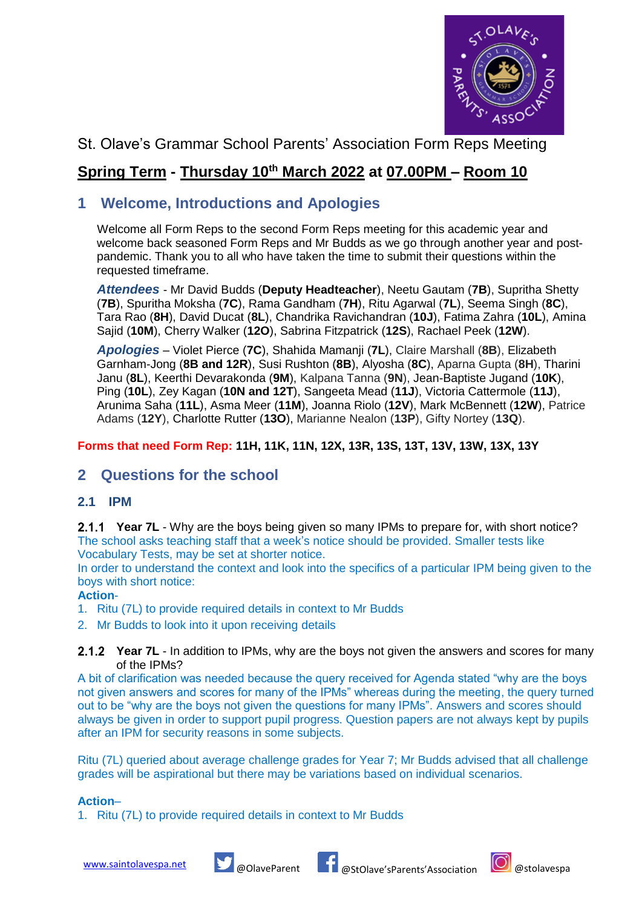St. Olave's Grammar School Parents' Association Form Reps Meeting

**Spring Term - Thursday 10th March 2022 at 07.00PM – Room 10**

## 1 Welcome, Introductions and Apologies

Welcome all Form Reps to the second Form Reps meeting for this academic year and welcome back seasoned Form Reps and Mr Budds as we go through another year and post-pandemic. Thank you to all who have taken the time to submit their questions within the requested timeframe.

***Attendees*** - Mr David Budds (**Deputy Headteacher**), Neetu Gautam (**7B**), Supritha Shetty (**7B**), Spuritha Moksha (**7C**), Rama Gandham (**7H**), Ritu Agarwal (**7L**), Seema Singh (**8C**), Tara Rao (**8H**), David Ducat (**8L**), Chandrika Ravichandran (**10J**), Fatima Zahra (**10L**), Amina Sajid (**10M**), Cherry Walker (**12O**), Sabrina Fitzpatrick (**12S**), Rachael Peek (**12W**).

***Apologies*** – Violet Pierce (**7C**), Shahida Mamanji (**7L**), Claire Marshall (**8B**), Elizabeth Garnham-Jong (**8B and 12R**), Susi Rushton (**8B**), Alyosha (**8C**), Aparna Gupta (**8H**), Tharini Janu (**8L**), Keerthi Devarakonda (**9M**), Kalpana Tanna (**9N**), Jean-Baptiste Jugand (**10K**), Ping (**10L**), Zey Kagan (**10N and 12T**), Sangeeta Mead (**11J**), Victoria Cattermole (**11J**), Arunima Saha (**11L**), Asma Meer (**11M**), Joanna Riolo (**12V**), Mark McBennett (**12W**), Patrice Adams (**12Y**), Charlotte Rutter (**13O**), Marianne Nealon (**13P**), Gifty Nortey (**13Q**).

**Forms that need Form Rep: 11H, 11K, 11N, 12X, 13R, 13S, 13T, 13V, 13W, 13X, 13Y**

## 2 Questions for the school

### 2.1 IPM

**2.1.1 Year 7L** - Why are the boys being given so many IPMs to prepare for, with short notice?

The school asks teaching staff that a week's notice should be provided. Smaller tests like Vocabulary Tests, may be set at shorter notice.

In order to understand the context and look into the specifics of a particular IPM being given to the boys with short notice:

**Action**-

1. Ritu (7L) to provide required details in context to Mr Budds
2. Mr Budds to look into it upon receiving details

**2.1.2 Year 7L** - In addition to IPMs, why are the boys not given the answers and scores for many of the IPMs?

A bit of clarification was needed because the query received for Agenda stated "why are the boys not given answers and scores for many of the IPMs" whereas during the meeting, the query turned out to be "why are the boys not given the questions for many IPMs". Answers and scores should always be given in order to support pupil progress. Question papers are not always kept by pupils after an IPM for security reasons in some subjects.

Ritu (7L) queried about average challenge grades for Year 7; Mr Budds advised that all challenge grades will be aspirational but there may be variations based on individual scenarios.

**Action**–

1. Ritu (7L) to provide required details in context to Mr Budds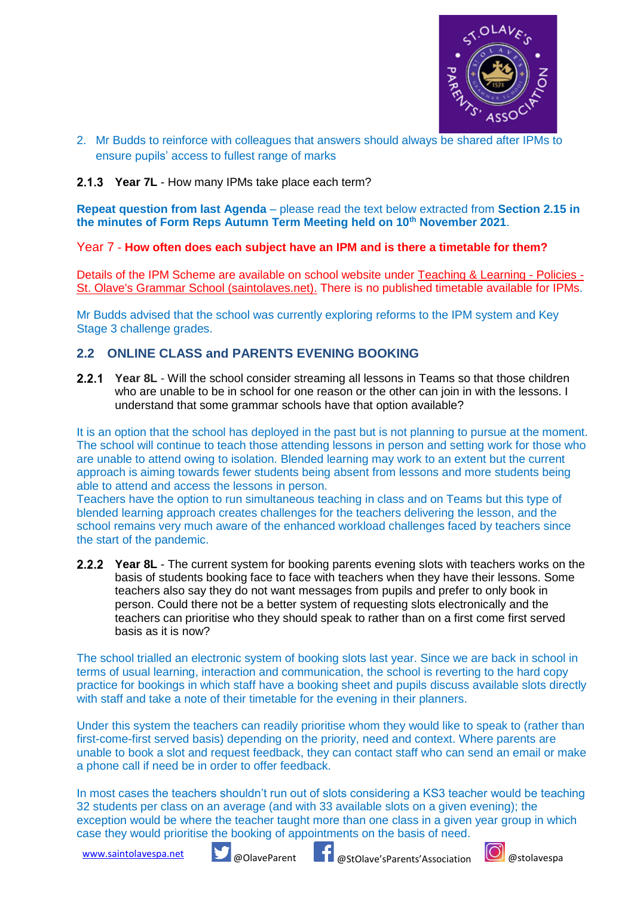2. Mr Budds to reinforce with colleagues that answers should always be shared after IPMs to ensure pupils' access to fullest range of marks

**2.1.3 Year 7L** - How many IPMs take place each term?

**Repeat question from last Agenda** – please read the text below extracted from **Section 2.15 in the minutes of Form Reps Autumn Term Meeting held on 10th November 2021**.

Year 7 - **How often does each subject have an IPM and is there a timetable for them?**

Details of the IPM Scheme are available on school website under Teaching & Learning - Policies - St. Olave's Grammar School (saintolaves.net). There is no published timetable available for IPMs.

Mr Budds advised that the school was currently exploring reforms to the IPM system and Key Stage 3 challenge grades.

## 2.2 ONLINE CLASS and PARENTS EVENING BOOKING

**2.2.1 Year 8L** - Will the school consider streaming all lessons in Teams so that those children who are unable to be in school for one reason or the other can join in with the lessons. I understand that some grammar schools have that option available?

It is an option that the school has deployed in the past but is not planning to pursue at the moment. The school will continue to teach those attending lessons in person and setting work for those who are unable to attend owing to isolation. Blended learning may work to an extent but the current approach is aiming towards fewer students being absent from lessons and more students being able to attend and access the lessons in person.
Teachers have the option to run simultaneous teaching in class and on Teams but this type of blended learning approach creates challenges for the teachers delivering the lesson, and the school remains very much aware of the enhanced workload challenges faced by teachers since the start of the pandemic.

**2.2.2 Year 8L** - The current system for booking parents evening slots with teachers works on the basis of students booking face to face with teachers when they have their lessons. Some teachers also say they do not want messages from pupils and prefer to only book in person. Could there not be a better system of requesting slots electronically and the teachers can prioritise who they should speak to rather than on a first come first served basis as it is now?

The school trialled an electronic system of booking slots last year. Since we are back in school in terms of usual learning, interaction and communication, the school is reverting to the hard copy practice for bookings in which staff have a booking sheet and pupils discuss available slots directly with staff and take a note of their timetable for the evening in their planners.

Under this system the teachers can readily prioritise whom they would like to speak to (rather than first-come-first served basis) depending on the priority, need and context. Where parents are unable to book a slot and request feedback, they can contact staff who can send an email or make a phone call if need be in order to offer feedback.

In most cases the teachers shouldn't run out of slots considering a KS3 teacher would be teaching 32 students per class on an average (and with 33 available slots on a given evening); the exception would be where the teacher taught more than one class in a given year group in which case they would prioritise the booking of appointments on the basis of need.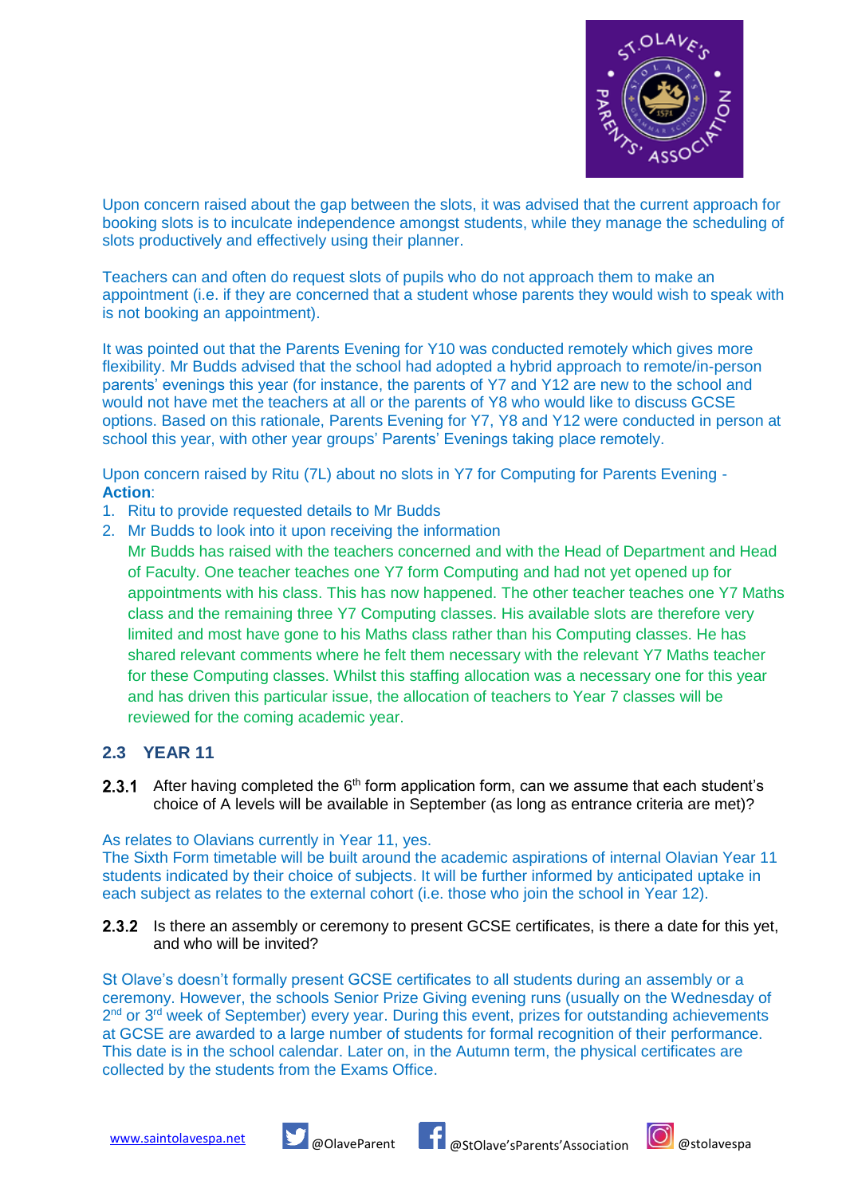Upon concern raised about the gap between the slots, it was advised that the current approach for booking slots is to inculcate independence amongst students, while they manage the scheduling of slots productively and effectively using their planner.

Teachers can and often do request slots of pupils who do not approach them to make an appointment (i.e. if they are concerned that a student whose parents they would wish to speak with is not booking an appointment).

It was pointed out that the Parents Evening for Y10 was conducted remotely which gives more flexibility. Mr Budds advised that the school had adopted a hybrid approach to remote/in-person parents' evenings this year (for instance, the parents of Y7 and Y12 are new to the school and would not have met the teachers at all or the parents of Y8 who would like to discuss GCSE options. Based on this rationale, Parents Evening for Y7, Y8 and Y12 were conducted in person at school this year, with other year groups' Parents' Evenings taking place remotely.

Upon concern raised by Ritu (7L) about no slots in Y7 for Computing for Parents Evening - **Action**:

1. Ritu to provide requested details to Mr Budds
2. Mr Budds to look into it upon receiving the information

   Mr Budds has raised with the teachers concerned and with the Head of Department and Head of Faculty. One teacher teaches one Y7 form Computing and had not yet opened up for appointments with his class. This has now happened. The other teacher teaches one Y7 Maths class and the remaining three Y7 Computing classes. His available slots are therefore very limited and most have gone to his Maths class rather than his Computing classes. He has shared relevant comments where he felt them necessary with the relevant Y7 Maths teacher for these Computing classes. Whilst this staffing allocation was a necessary one for this year and has driven this particular issue, the allocation of teachers to Year 7 classes will be reviewed for the coming academic year.

## 2.3 YEAR 11

**2.3.1** After having completed the 6th form application form, can we assume that each student's choice of A levels will be available in September (as long as entrance criteria are met)?

As relates to Olavians currently in Year 11, yes.
The Sixth Form timetable will be built around the academic aspirations of internal Olavian Year 11 students indicated by their choice of subjects. It will be further informed by anticipated uptake in each subject as relates to the external cohort (i.e. those who join the school in Year 12).

**2.3.2** Is there an assembly or ceremony to present GCSE certificates, is there a date for this yet, and who will be invited?

St Olave's doesn't formally present GCSE certificates to all students during an assembly or a ceremony. However, the schools Senior Prize Giving evening runs (usually on the Wednesday of 2nd or 3rd week of September) every year. During this event, prizes for outstanding achievements at GCSE are awarded to a large number of students for formal recognition of their performance. This date is in the school calendar. Later on, in the Autumn term, the physical certificates are collected by the students from the Exams Office.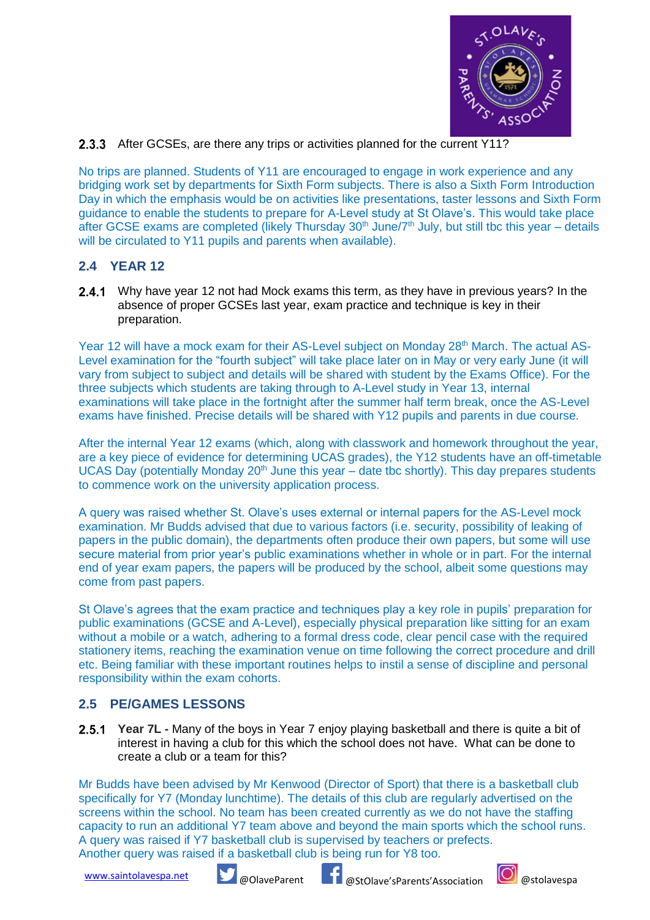2.3.3 After GCSEs, are there any trips or activities planned for the current Y11?

No trips are planned. Students of Y11 are encouraged to engage in work experience and any bridging work set by departments for Sixth Form subjects. There is also a Sixth Form Introduction Day in which the emphasis would be on activities like presentations, taster lessons and Sixth Form guidance to enable the students to prepare for A-Level study at St Olave's. This would take place after GCSE exams are completed (likely Thursday 30th June/7th July, but still tbc this year – details will be circulated to Y11 pupils and parents when available).

## 2.4 YEAR 12

2.4.1 Why have year 12 not had Mock exams this term, as they have in previous years? In the absence of proper GCSEs last year, exam practice and technique is key in their preparation.

Year 12 will have a mock exam for their AS-Level subject on Monday 28th March. The actual AS-Level examination for the "fourth subject" will take place later on in May or very early June (it will vary from subject to subject and details will be shared with student by the Exams Office). For the three subjects which students are taking through to A-Level study in Year 13, internal examinations will take place in the fortnight after the summer half term break, once the AS-Level exams have finished. Precise details will be shared with Y12 pupils and parents in due course.

After the internal Year 12 exams (which, along with classwork and homework throughout the year, are a key piece of evidence for determining UCAS grades), the Y12 students have an off-timetable UCAS Day (potentially Monday 20th June this year – date tbc shortly). This day prepares students to commence work on the university application process.

A query was raised whether St. Olave's uses external or internal papers for the AS-Level mock examination. Mr Budds advised that due to various factors (i.e. security, possibility of leaking of papers in the public domain), the departments often produce their own papers, but some will use secure material from prior year's public examinations whether in whole or in part. For the internal end of year exam papers, the papers will be produced by the school, albeit some questions may come from past papers.

St Olave's agrees that the exam practice and techniques play a key role in pupils' preparation for public examinations (GCSE and A-Level), especially physical preparation like sitting for an exam without a mobile or a watch, adhering to a formal dress code, clear pencil case with the required stationery items, reaching the examination venue on time following the correct procedure and drill etc. Being familiar with these important routines helps to instil a sense of discipline and personal responsibility within the exam cohorts.

## 2.5 PE/GAMES LESSONS

2.5.1 **Year 7L -** Many of the boys in Year 7 enjoy playing basketball and there is quite a bit of interest in having a club for this which the school does not have. What can be done to create a club or a team for this?

Mr Budds have been advised by Mr Kenwood (Director of Sport) that there is a basketball club specifically for Y7 (Monday lunchtime). The details of this club are regularly advertised on the screens within the school. No team has been created currently as we do not have the staffing capacity to run an additional Y7 team above and beyond the main sports which the school runs.
A query was raised if Y7 basketball club is supervised by teachers or prefects.
Another query was raised if a basketball club is being run for Y8 too.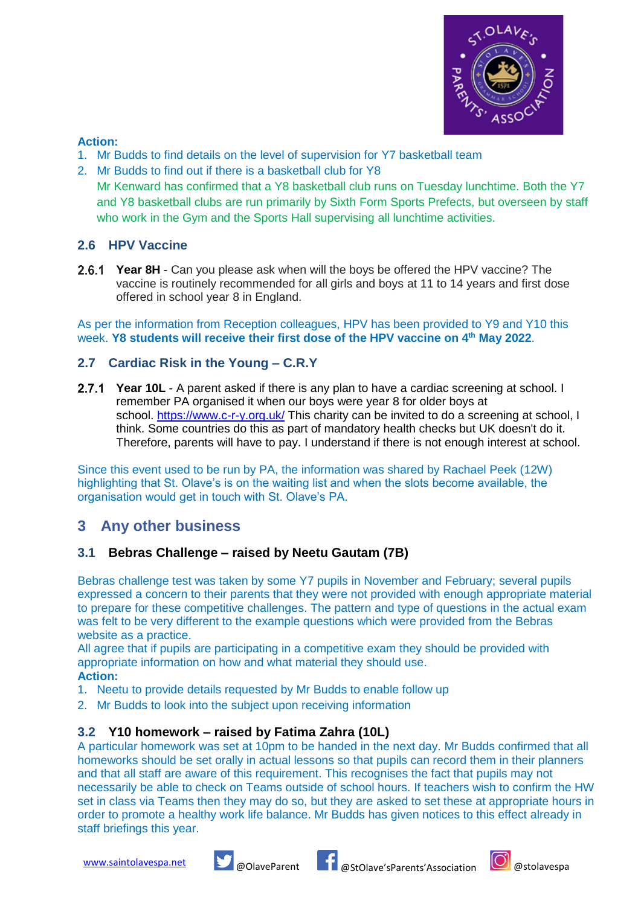**Action:**

1. Mr Budds to find details on the level of supervision for Y7 basketball team
2. Mr Budds to find out if there is a basketball club for Y8
   Mr Kenward has confirmed that a Y8 basketball club runs on Tuesday lunchtime. Both the Y7 and Y8 basketball clubs are run primarily by Sixth Form Sports Prefects, but overseen by staff who work in the Gym and the Sports Hall supervising all lunchtime activities.

### 2.6 HPV Vaccine

**2.6.1** **Year 8H** - Can you please ask when will the boys be offered the HPV vaccine? The vaccine is routinely recommended for all girls and boys at 11 to 14 years and first dose offered in school year 8 in England.

As per the information from Reception colleagues, HPV has been provided to Y9 and Y10 this week. **Y8 students will receive their first dose of the HPV vaccine on 4th May 2022**.

### 2.7 Cardiac Risk in the Young – C.R.Y

**2.7.1** **Year 10L** - A parent asked if there is any plan to have a cardiac screening at school. I remember PA organised it when our boys were year 8 for older boys at school. https://www.c-r-y.org.uk/ This charity can be invited to do a screening at school, I think. Some countries do this as part of mandatory health checks but UK doesn't do it. Therefore, parents will have to pay. I understand if there is not enough interest at school.

Since this event used to be run by PA, the information was shared by Rachael Peek (12W) highlighting that St. Olave's is on the waiting list and when the slots become available, the organisation would get in touch with St. Olave's PA.

## 3 Any other business

### 3.1 Bebras Challenge – raised by Neetu Gautam (7B)

Bebras challenge test was taken by some Y7 pupils in November and February; several pupils expressed a concern to their parents that they were not provided with enough appropriate material to prepare for these competitive challenges. The pattern and type of questions in the actual exam was felt to be very different to the example questions which were provided from the Bebras website as a practice.
All agree that if pupils are participating in a competitive exam they should be provided with appropriate information on how and what material they should use.

**Action:**

1. Neetu to provide details requested by Mr Budds to enable follow up
2. Mr Budds to look into the subject upon receiving information

### 3.2 Y10 homework – raised by Fatima Zahra (10L)

A particular homework was set at 10pm to be handed in the next day. Mr Budds confirmed that all homeworks should be set orally in actual lessons so that pupils can record them in their planners and that all staff are aware of this requirement. This recognises the fact that pupils may not necessarily be able to check on Teams outside of school hours. If teachers wish to confirm the HW set in class via Teams then they may do so, but they are asked to set these at appropriate hours in order to promote a healthy work life balance. Mr Budds has given notices to this effect already in staff briefings this year.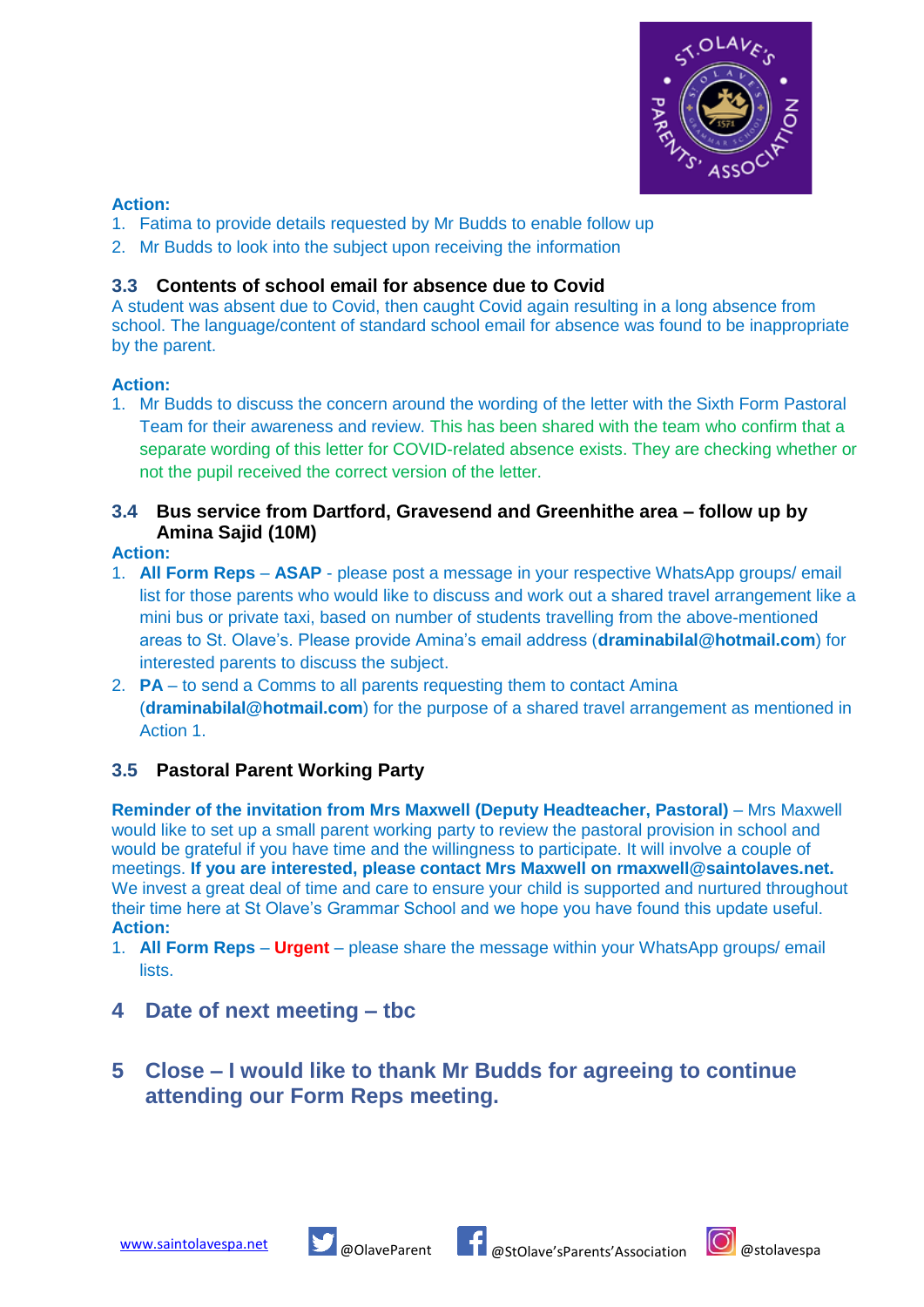**Action:**

1. Fatima to provide details requested by Mr Budds to enable follow up
2. Mr Budds to look into the subject upon receiving the information

### 3.3 Contents of school email for absence due to Covid

A student was absent due to Covid, then caught Covid again resulting in a long absence from school. The language/content of standard school email for absence was found to be inappropriate by the parent.

**Action:**

1. Mr Budds to discuss the concern around the wording of the letter with the Sixth Form Pastoral Team for their awareness and review. This has been shared with the team who confirm that a separate wording of this letter for COVID-related absence exists. They are checking whether or not the pupil received the correct version of the letter.

### 3.4 Bus service from Dartford, Gravesend and Greenhithe area – follow up by Amina Sajid (10M)

**Action:**

1. **All Form Reps** – **ASAP** - please post a message in your respective WhatsApp groups/ email list for those parents who would like to discuss and work out a shared travel arrangement like a mini bus or private taxi, based on number of students travelling from the above-mentioned areas to St. Olave's. Please provide Amina's email address (**draminabilal@hotmail.com**) for interested parents to discuss the subject.
2. **PA** – to send a Comms to all parents requesting them to contact Amina (**draminabilal@hotmail.com**) for the purpose of a shared travel arrangement as mentioned in Action 1.

### 3.5 Pastoral Parent Working Party

**Reminder of the invitation from Mrs Maxwell (Deputy Headteacher, Pastoral)** – Mrs Maxwell would like to set up a small parent working party to review the pastoral provision in school and would be grateful if you have time and the willingness to participate. It will involve a couple of meetings. **If you are interested, please contact Mrs Maxwell on rmaxwell@saintolaves.net.** We invest a great deal of time and care to ensure your child is supported and nurtured throughout their time here at St Olave's Grammar School and we hope you have found this update useful.

**Action:**

1. **All Form Reps** – **Urgent** – please share the message within your WhatsApp groups/ email lists.

## 4 Date of next meeting – tbc

## 5 Close – I would like to thank Mr Budds for agreeing to continue attending our Form Reps meeting.